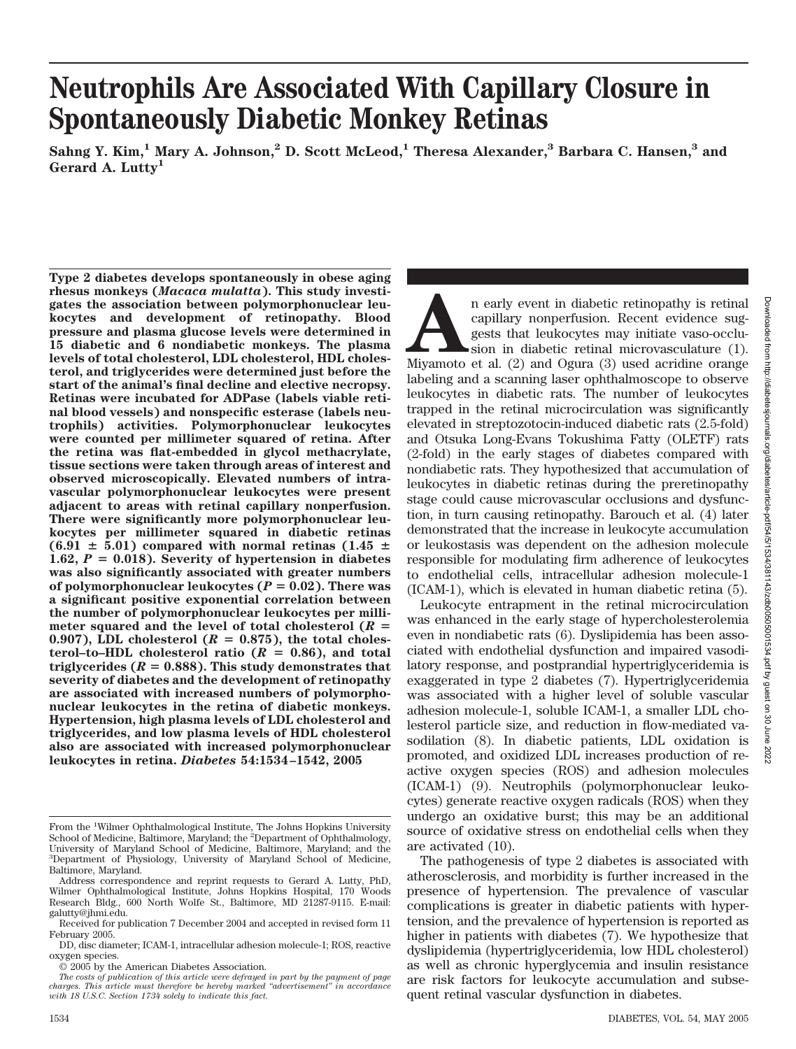// Title block
# Neutrophils Are Associated With Capillary Closure in Spontaneously Diabetic Monkey Retinas

**Sahng Y. Kim,[1] Mary A. Johnson,[2] D. Scott McLeod,[1] Theresa Alexander,[3] Barbara C. Hansen,[3] and Gerard A. Lutty[1]**

// Abstract
**Type 2 diabetes develops spontaneously in obese aging rhesus monkeys (*Macaca mulatta*). This study investigates the association between polymorphonuclear leukocytes and development of retinopathy. Blood pressure and plasma glucose levels were determined in 15 diabetic and 6 nondiabetic monkeys. The plasma levels of total cholesterol, LDL cholesterol, HDL cholesterol, and triglycerides were determined just before the start of the animal's final decline and elective necropsy. Retinas were incubated for ADPase (labels viable retinal blood vessels) and nonspecific esterase (labels neutrophils) activities. Polymorphonuclear leukocytes were counted per millimeter squared of retina. After the retina was flat-embedded in glycol methacrylate, tissue sections were taken through areas of interest and observed microscopically. Elevated numbers of intravascular polymorphonuclear leukocytes were present adjacent to areas with retinal capillary nonperfusion. There were significantly more polymorphonuclear leukocytes per millimeter squared in diabetic retinas ($6.91 \pm 5.01$) compared with normal retinas ($1.45 \pm 1.62$, $P = 0.018$). Severity of hypertension in diabetes was also significantly associated with greater numbers of polymorphonuclear leukocytes ($P = 0.02$). There was a significant positive exponential correlation between the number of polymorphonuclear leukocytes per millimeter squared and the level of total cholesterol ($R = 0.907$), LDL cholesterol ($R = 0.875$), the total cholesterol–to–HDL cholesterol ratio ($R = 0.86$), and total triglycerides ($R = 0.888$). This study demonstrates that severity of diabetes and the development of retinopathy are associated with increased numbers of polymorphonuclear leukocytes in the retina of diabetic monkeys. Hypertension, high plasma levels of LDL cholesterol and triglycerides, and low plasma levels of HDL cholesterol also are associated with increased polymorphonuclear leukocytes in retina.** ***Diabetes* 54:1534–1542, 2005**

// Footnotes (left column bottom)
From the [1]Wilmer Ophthalmological Institute, The Johns Hopkins University School of Medicine, Baltimore, Maryland; the [2]Department of Ophthalmology, University of Maryland School of Medicine, Baltimore, Maryland; and the [3]Department of Physiology, University of Maryland School of Medicine, Baltimore, Maryland.

Address correspondence and reprint requests to Gerard A. Lutty, PhD, Wilmer Ophthalmological Institute, Johns Hopkins Hospital, 170 Woods Research Bldg., 600 North Wolfe St., Baltimore, MD 21287-9115. E-mail: galutty@jhmi.edu.

Received for publication 7 December 2004 and accepted in revised form 11 February 2005.

DD, disc diameter; ICAM-1, intracellular adhesion molecule-1; ROS, reactive oxygen species.

© 2005 by the American Diabetes Association.

*The costs of publication of this article were defrayed in part by the payment of page charges. This article must therefore be hereby marked "advertisement" in accordance with 18 U.S.C. Section 1734 solely to indicate this fact.*

// Body text (right column)
An early event in diabetic retinopathy is retinal capillary nonperfusion. Recent evidence suggests that leukocytes may initiate vaso-occlusion in diabetic retinal microvasculature (1). Miyamoto et al. (2) and Ogura (3) used acridine orange labeling and a scanning laser ophthalmoscope to observe leukocytes in diabetic rats. The number of leukocytes trapped in the retinal microcirculation was significantly elevated in streptozotocin-induced diabetic rats (2.5-fold) and Otsuka Long-Evans Tokushima Fatty (OLETF) rats (2-fold) in the early stages of diabetes compared with nondiabetic rats. They hypothesized that accumulation of leukocytes in diabetic retinas during the preretinopathy stage could cause microvascular occlusions and dysfunction, in turn causing retinopathy. Barouch et al. (4) later demonstrated that the increase in leukocyte accumulation or leukostasis was dependent on the adhesion molecule responsible for modulating firm adherence of leukocytes to endothelial cells, intracellular adhesion molecule-1 (ICAM-1), which is elevated in human diabetic retina (5).

Leukocyte entrapment in the retinal microcirculation was enhanced in the early stage of hypercholesterolemia even in nondiabetic rats (6). Dyslipidemia has been associated with endothelial dysfunction and impaired vasodilatory response, and postprandial hypertriglyceridemia is exaggerated in type 2 diabetes (7). Hypertriglyceridemia was associated with a higher level of soluble vascular adhesion molecule-1, soluble ICAM-1, a smaller LDL cholesterol particle size, and reduction in flow-mediated vasodilation (8). In diabetic patients, LDL oxidation is promoted, and oxidized LDL increases production of reactive oxygen species (ROS) and adhesion molecules (ICAM-1) (9). Neutrophils (polymorphonuclear leukocytes) generate reactive oxygen radicals (ROS) when they undergo an oxidative burst; this may be an additional source of oxidative stress on endothelial cells when they are activated (10).

The pathogenesis of type 2 diabetes is associated with atherosclerosis, and morbidity is further increased in the presence of hypertension. The prevalence of vascular complications is greater in diabetic patients with hypertension, and the prevalence of hypertension is reported as higher in patients with diabetes (7). We hypothesize that dyslipidemia (hypertriglyceridemia, low HDL cholesterol) as well as chronic hyperglycemia and insulin resistance are risk factors for leukocyte accumulation and subsequent retinal vascular dysfunction in diabetes.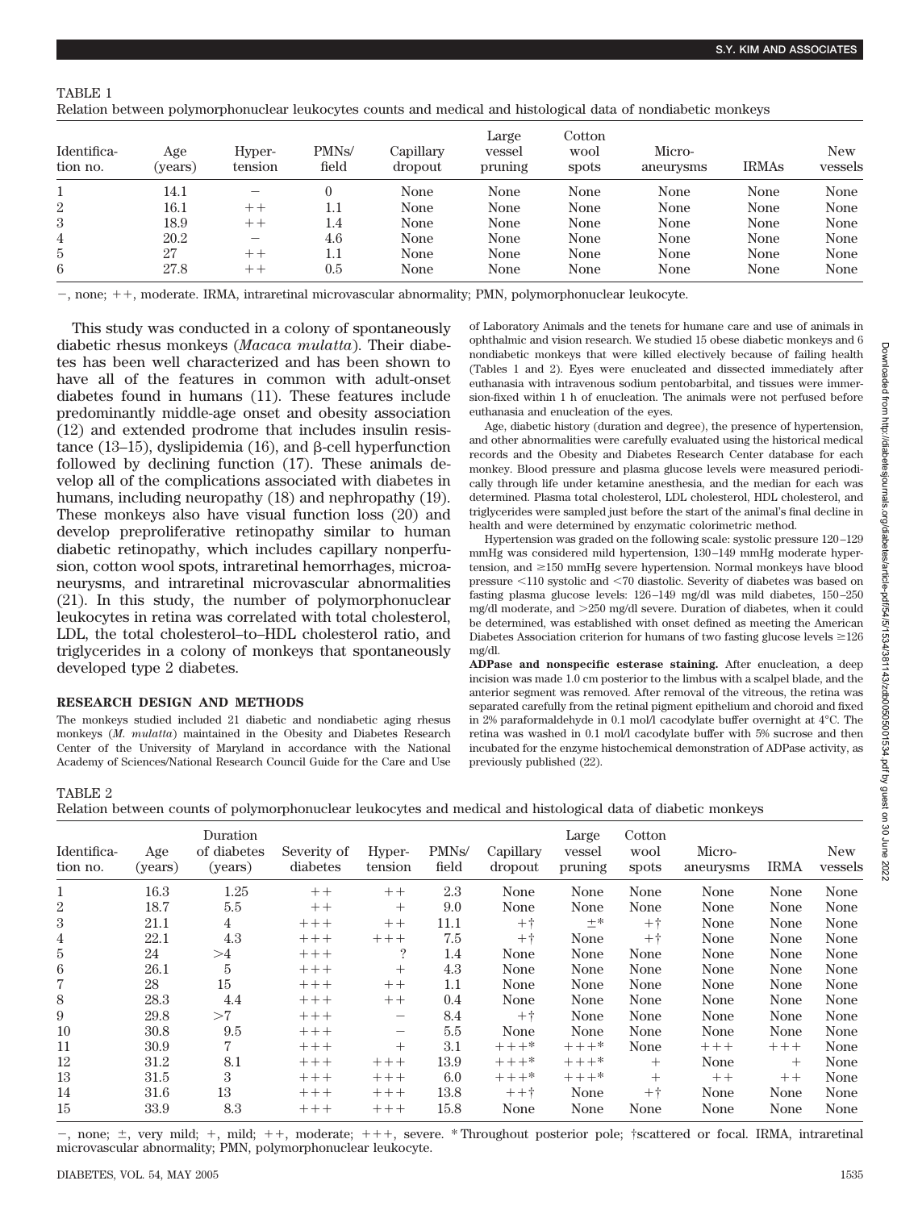TABLE 1
Relation between polymorphonuclear leukocytes counts and medical and histological data of nondiabetic monkeys

| Identification no. | Age (years) | Hypertension | PMNs/field | Capillary dropout | Large vessel pruning | Cotton wool spots | Microaneurysms | IRMAs | New vessels |
|---|---|---|---|---|---|---|---|---|---|
| 1 | 14.1 | − | 0 | None | None | None | None | None | None |
| 2 | 16.1 | ++ | 1.1 | None | None | None | None | None | None |
| 3 | 18.9 | ++ | 1.4 | None | None | None | None | None | None |
| 4 | 20.2 | − | 4.6 | None | None | None | None | None | None |
| 5 | 27 | ++ | 1.1 | None | None | None | None | None | None |
| 6 | 27.8 | ++ | 0.5 | None | None | None | None | None | None |

−, none; ++, moderate. IRMA, intraretinal microvascular abnormality; PMN, polymorphonuclear leukocyte.

This study was conducted in a colony of spontaneously diabetic rhesus monkeys (*Macaca mulatta*). Their diabetes has been well characterized and has been shown to have all of the features in common with adult-onset diabetes found in humans (11). These features include predominantly middle-age onset and obesity association (12) and extended prodrome that includes insulin resistance (13–15), dyslipidemia (16), and β-cell hyperfunction followed by declining function (17). These animals develop all of the complications associated with diabetes in humans, including neuropathy (18) and nephropathy (19). These monkeys also have visual function loss (20) and develop preproliferative retinopathy similar to human diabetic retinopathy, which includes capillary nonperfusion, cotton wool spots, intraretinal hemorrhages, microaneurysms, and intraretinal microvascular abnormalities (21). In this study, the number of polymorphonuclear leukocytes in retina was correlated with total cholesterol, LDL, the total cholesterol–to–HDL cholesterol ratio, and triglycerides in a colony of monkeys that spontaneously developed type 2 diabetes.

## RESEARCH DESIGN AND METHODS

The monkeys studied included 21 diabetic and nondiabetic aging rhesus monkeys (*M. mulatta*) maintained in the Obesity and Diabetes Research Center of the University of Maryland in accordance with the National Academy of Sciences/National Research Council Guide for the Care and Use of Laboratory Animals and the tenets for humane care and use of animals in ophthalmic and vision research. We studied 15 obese diabetic monkeys and 6 nondiabetic monkeys that were killed electively because of failing health (Tables 1 and 2). Eyes were enucleated and dissected immediately after euthanasia with intravenous sodium pentobarbital, and tissues were immersion-fixed within 1 h of enucleation. The animals were not perfused before euthanasia and enucleation of the eyes.

Age, diabetic history (duration and degree), the presence of hypertension, and other abnormalities were carefully evaluated using the historical medical records and the Obesity and Diabetes Research Center database for each monkey. Blood pressure and plasma glucose levels were measured periodically through life under ketamine anesthesia, and the median for each was determined. Plasma total cholesterol, LDL cholesterol, HDL cholesterol, and triglycerides were sampled just before the start of the animal's final decline in health and were determined by enzymatic colorimetric method.

Hypertension was graded on the following scale: systolic pressure 120–129 mmHg was considered mild hypertension, 130–149 mmHg moderate hypertension, and ≥150 mmHg severe hypertension. Normal monkeys have blood pressure <110 systolic and <70 diastolic. Severity of diabetes was based on fasting plasma glucose levels: 126–149 mg/dl was mild diabetes, 150–250 mg/dl moderate, and >250 mg/dl severe. Duration of diabetes, when it could be determined, was established with onset defined as meeting the American Diabetes Association criterion for humans of two fasting glucose levels ≥126 mg/dl.

**ADPase and nonspecific esterase staining.** After enucleation, a deep incision was made 1.0 cm posterior to the limbus with a scalpel blade, and the anterior segment was removed. After removal of the vitreous, the retina was separated carefully from the retinal pigment epithelium and choroid and fixed in 2% paraformaldehyde in 0.1 mol/l cacodylate buffer overnight at 4°C. The retina was washed in 0.1 mol/l cacodylate buffer with 5% sucrose and then incubated for the enzyme histochemical demonstration of ADPase activity, as previously published (22).

TABLE 2
Relation between counts of polymorphonuclear leukocytes and medical and histological data of diabetic monkeys

| Identification no. | Age (years) | Duration of diabetes (years) | Severity of diabetes | Hypertension | PMNs/field | Capillary dropout | Large vessel pruning | Cotton wool spots | Microaneurysms | IRMA | New vessels |
|---|---|---|---|---|---|---|---|---|---|---|---|
| 1 | 16.3 | 1.25 | ++ | ++ | 2.3 | None | None | None | None | None | None |
| 2 | 18.7 | 5.5 | ++ | + | 9.0 | None | None | None | None | None | None |
| 3 | 21.1 | 4 | +++ | ++ | 11.1 | +† | ±* | +† | None | None | None |
| 4 | 22.1 | 4.3 | +++ | +++ | 7.5 | +† | None | +† | None | None | None |
| 5 | 24 | >4 | +++ | ? | 1.4 | None | None | None | None | None | None |
| 6 | 26.1 | 5 | +++ | + | 4.3 | None | None | None | None | None | None |
| 7 | 28 | 15 | +++ | ++ | 1.1 | None | None | None | None | None | None |
| 8 | 28.3 | 4.4 | +++ | ++ | 0.4 | None | None | None | None | None | None |
| 9 | 29.8 | >7 | +++ | − | 8.4 | +† | None | None | None | None | None |
| 10 | 30.8 | 9.5 | +++ | − | 5.5 | None | None | None | None | None | None |
| 11 | 30.9 | 7 | +++ | + | 3.1 | +++* | +++* | None | +++ | +++ | None |
| 12 | 31.2 | 8.1 | +++ | +++ | 13.9 | +++* | +++* | + | None | + | None |
| 13 | 31.5 | 3 | +++ | +++ | 6.0 | +++* | +++* | + | ++ | ++ | None |
| 14 | 31.6 | 13 | +++ | +++ | 13.8 | ++† | None | +† | None | None | None |
| 15 | 33.9 | 8.3 | +++ | +++ | 15.8 | None | None | None | None | None | None |

−, none; ±, very mild; +, mild; ++, moderate; +++, severe. *Throughout posterior pole; †scattered or focal. IRMA, intraretinal microvascular abnormality; PMN, polymorphonuclear leukocyte.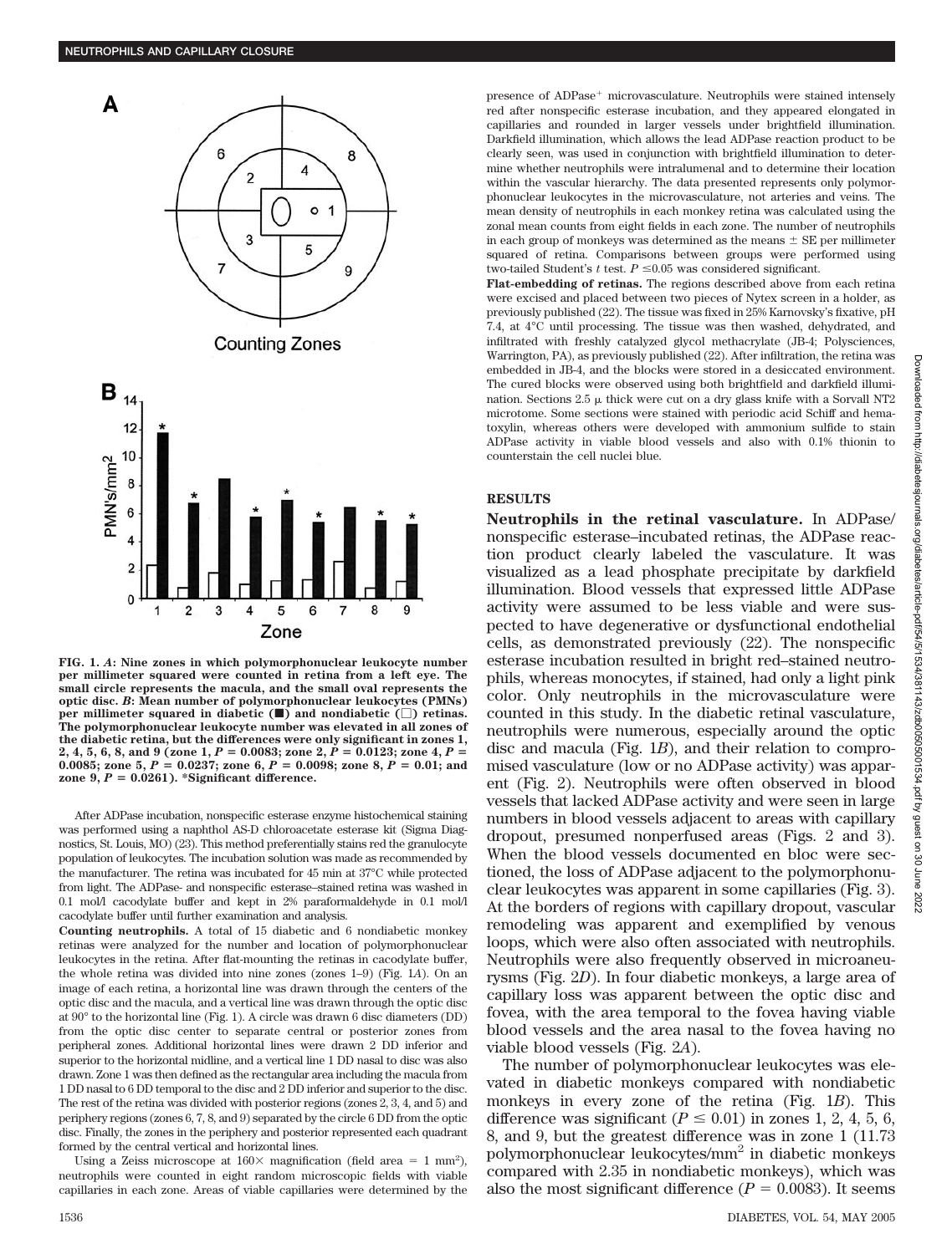**FIG. 1.** ***A***: **Nine zones in which polymorphonuclear leukocyte number per millimeter squared were counted in retina from a left eye. The small circle represents the macula, and the small oval represents the optic disc.** ***B***: **Mean number of polymorphonuclear leukocytes (PMNs) per millimeter squared in diabetic (■) and nondiabetic (□) retinas. The polymorphonuclear leukocyte number was elevated in all zones of the diabetic retina, but the differences were only significant in zones 1, 2, 4, 5, 6, 8, and 9 (zone 1, $P = 0.0083$; zone 2, $P = 0.0123$; zone 4, $P = 0.0085$; zone 5, $P = 0.0237$; zone 6, $P = 0.0098$; zone 8, $P = 0.01$; and zone 9, $P = 0.0261$). \*Significant difference.**

After ADPase incubation, nonspecific esterase enzyme histochemical staining was performed using a naphthol AS-D chloroacetate esterase kit (Sigma Diagnostics, St. Louis, MO) (23). This method preferentially stains red the granulocyte population of leukocytes. The incubation solution was made as recommended by the manufacturer. The retina was incubated for 45 min at 37°C while protected from light. The ADPase- and nonspecific esterase–stained retina was washed in 0.1 mol/l cacodylate buffer and kept in 2% paraformaldehyde in 0.1 mol/l cacodylate buffer until further examination and analysis.

**Counting neutrophils.** A total of 15 diabetic and 6 nondiabetic monkey retinas were analyzed for the number and location of polymorphonuclear leukocytes in the retina. After flat-mounting the retinas in cacodylate buffer, the whole retina was divided into nine zones (zones 1–9) (Fig. 1*A*). On an image of each retina, a horizontal line was drawn through the centers of the optic disc and the macula, and a vertical line was drawn through the optic disc at 90° to the horizontal line (Fig. 1). A circle was drawn 6 disc diameters (DD) from the optic disc center to separate central or posterior zones from peripheral zones. Additional horizontal lines were drawn 2 DD inferior and superior to the horizontal midline, and a vertical line 1 DD nasal to disc was also drawn. Zone 1 was then defined as the rectangular area including the macula from 1 DD nasal to 6 DD temporal to the disc and 2 DD inferior and superior to the disc. The rest of the retina was divided with posterior regions (zones 2, 3, 4, and 5) and periphery regions (zones 6, 7, 8, and 9) separated by the circle 6 DD from the optic disc. Finally, the zones in the periphery and posterior represented each quadrant formed by the central vertical and horizontal lines.

Using a Zeiss microscope at 160× magnification (field area = 1 $mm^2$), neutrophils were counted in eight random microscopic fields with viable capillaries in each zone. Areas of viable capillaries were determined by the presence of $ADPase^+$ microvasculature. Neutrophils were stained intensely red after nonspecific esterase incubation, and they appeared elongated in capillaries and rounded in larger vessels under brightfield illumination. Darkfield illumination, which allows the lead ADPase reaction product to be clearly seen, was used in conjunction with brightfield illumination to determine whether neutrophils were intralumenal and to determine their location within the vascular hierarchy. The data presented represents only polymorphonuclear leukocytes in the microvasculature, not arteries and veins. The mean density of neutrophils in each monkey retina was calculated using the zonal mean counts from eight fields in each zone. The number of neutrophils in each group of monkeys was determined as the means ± SE per millimeter squared of retina. Comparisons between groups were performed using two-tailed Student's *t* test. $P \leq 0.05$ was considered significant.

**Flat-embedding of retinas.** The regions described above from each retina were excised and placed between two pieces of Nytex screen in a holder, as previously published (22). The tissue was fixed in 25% Karnovsky's fixative, pH 7.4, at 4°C until processing. The tissue was then washed, dehydrated, and infiltrated with freshly catalyzed glycol methacrylate (JB-4; Polysciences, Warrington, PA), as previously published (22). After infiltration, the retina was embedded in JB-4, and the blocks were stored in a desiccated environment. The cured blocks were observed using both brightfield and darkfield illumination. Sections 2.5 μ thick were cut on a dry glass knife with a Sorvall NT2 microtome. Some sections were stained with periodic acid Schiff and hematoxylin, whereas others were developed with ammonium sulfide to stain ADPase activity in viable blood vessels and also with 0.1% thionin to counterstain the cell nuclei blue.

## RESULTS

**Neutrophils in the retinal vasculature.** In ADPase/nonspecific esterase–incubated retinas, the ADPase reaction product clearly labeled the vasculature. It was visualized as a lead phosphate precipitate by darkfield illumination. Blood vessels that expressed little ADPase activity were assumed to be less viable and were suspected to have degenerative or dysfunctional endothelial cells, as demonstrated previously (22). The nonspecific esterase incubation resulted in bright red–stained neutrophils, whereas monocytes, if stained, had only a light pink color. Only neutrophils in the microvasculature were counted in this study. In the diabetic retinal vasculature, neutrophils were numerous, especially around the optic disc and macula (Fig. 1*B*), and their relation to compromised vasculature (low or no ADPase activity) was apparent (Fig. 2). Neutrophils were often observed in blood vessels that lacked ADPase activity and were seen in large numbers in blood vessels adjacent to areas with capillary dropout, presumed nonperfused areas (Figs. 2 and 3). When the blood vessels documented en bloc were sectioned, the loss of ADPase adjacent to the polymorphonuclear leukocytes was apparent in some capillaries (Fig. 3). At the borders of regions with capillary dropout, vascular remodeling was apparent and exemplified by venous loops, which were also often associated with neutrophils. Neutrophils were also frequently observed in microaneurysms (Fig. 2*D*). In four diabetic monkeys, a large area of capillary loss was apparent between the optic disc and fovea, with the area temporal to the fovea having viable blood vessels and the area nasal to the fovea having no viable blood vessels (Fig. 2*A*).

The number of polymorphonuclear leukocytes was elevated in diabetic monkeys compared with nondiabetic monkeys in every zone of the retina (Fig. 1*B*). This difference was significant ($P \leq 0.01$) in zones 1, 2, 4, 5, 6, 8, and 9, but the greatest difference was in zone 1 (11.73 polymorphonuclear leukocytes/$mm^2$ in diabetic monkeys compared with 2.35 in nondiabetic monkeys), which was also the most significant difference ($P = 0.0083$). It seems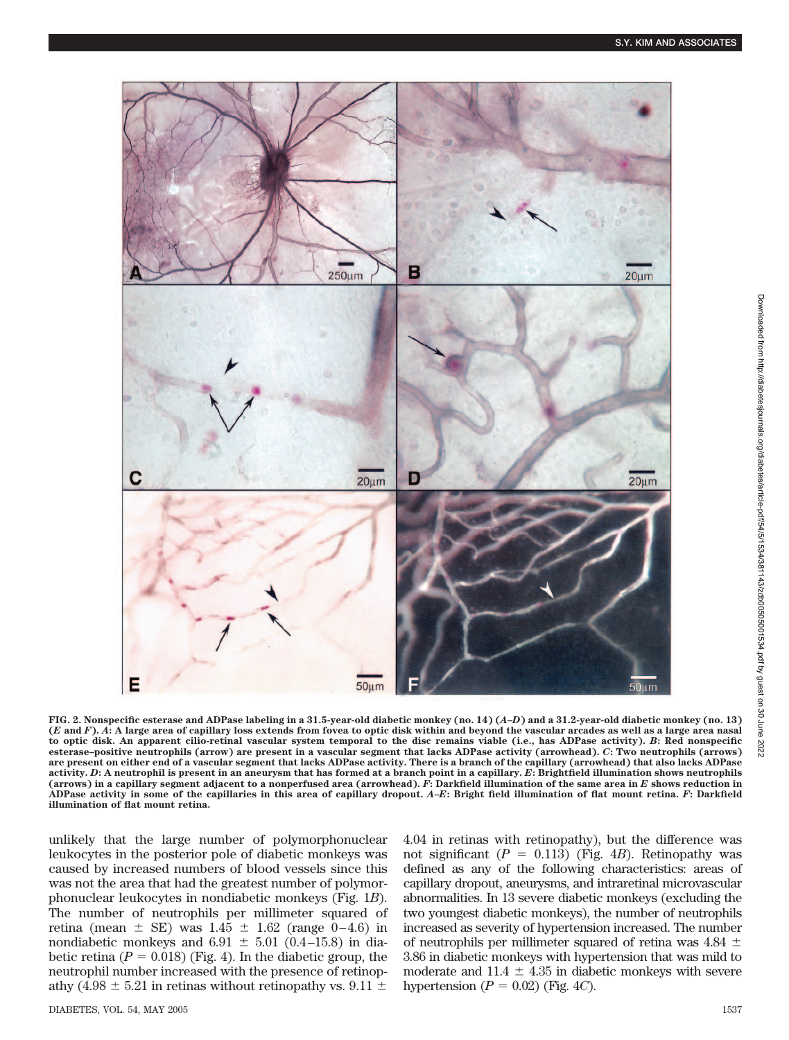FIG. 2. Nonspecific esterase and ADPase labeling in a 31.5-year-old diabetic monkey (no. 14) (*A*–*D*) and a 31.2-year-old diabetic monkey (no. 13) (*E* and *F*). *A*: A large area of capillary loss extends from fovea to optic disk within and beyond the vascular arcades as well as a large area nasal to optic disk. An apparent cilio-retinal vascular system temporal to the disc remains viable (i.e., has ADPase activity). *B*: Red nonspecific esterase–positive neutrophils (arrow) are present in a vascular segment that lacks ADPase activity (arrowhead). *C*: Two neutrophils (arrows) are present on either end of a vascular segment that lacks ADPase activity. There is a branch of the capillary (arrowhead) that also lacks ADPase activity. *D*: A neutrophil is present in an aneurysm that has formed at a branch point in a capillary. *E*: Brightfield illumination shows neutrophils (arrows) in a capillary segment adjacent to a nonperfused area (arrowhead). *F*: Darkfield illumination of the same area in *E* shows reduction in ADPase activity in some of the capillaries in this area of capillary dropout. *A*–*E*: Bright field illumination of flat mount retina. *F*: Darkfield illumination of flat mount retina.

unlikely that the large number of polymorphonuclear leukocytes in the posterior pole of diabetic monkeys was caused by increased numbers of blood vessels since this was not the area that had the greatest number of polymorphonuclear leukocytes in nondiabetic monkeys (Fig. 1*B*). The number of neutrophils per millimeter squared of retina (mean $\pm$ SE) was $1.45 \pm 1.62$ (range 0–4.6) in nondiabetic monkeys and $6.91 \pm 5.01$ (0.4–15.8) in diabetic retina ($P = 0.018$) (Fig. 4). In the diabetic group, the neutrophil number increased with the presence of retinopathy ($4.98 \pm 5.21$ in retinas without retinopathy vs. $9.11 \pm 4.04$ in retinas with retinopathy), but the difference was not significant ($P = 0.113$) (Fig. 4*B*). Retinopathy was defined as any of the following characteristics: areas of capillary dropout, aneurysms, and intraretinal microvascular abnormalities. In 13 severe diabetic monkeys (excluding the two youngest diabetic monkeys), the number of neutrophils increased as severity of hypertension increased. The number of neutrophils per millimeter squared of retina was $4.84 \pm 3.86$ in diabetic monkeys with hypertension that was mild to moderate and $11.4 \pm 4.35$ in diabetic monkeys with severe hypertension ($P = 0.02$) (Fig. 4*C*).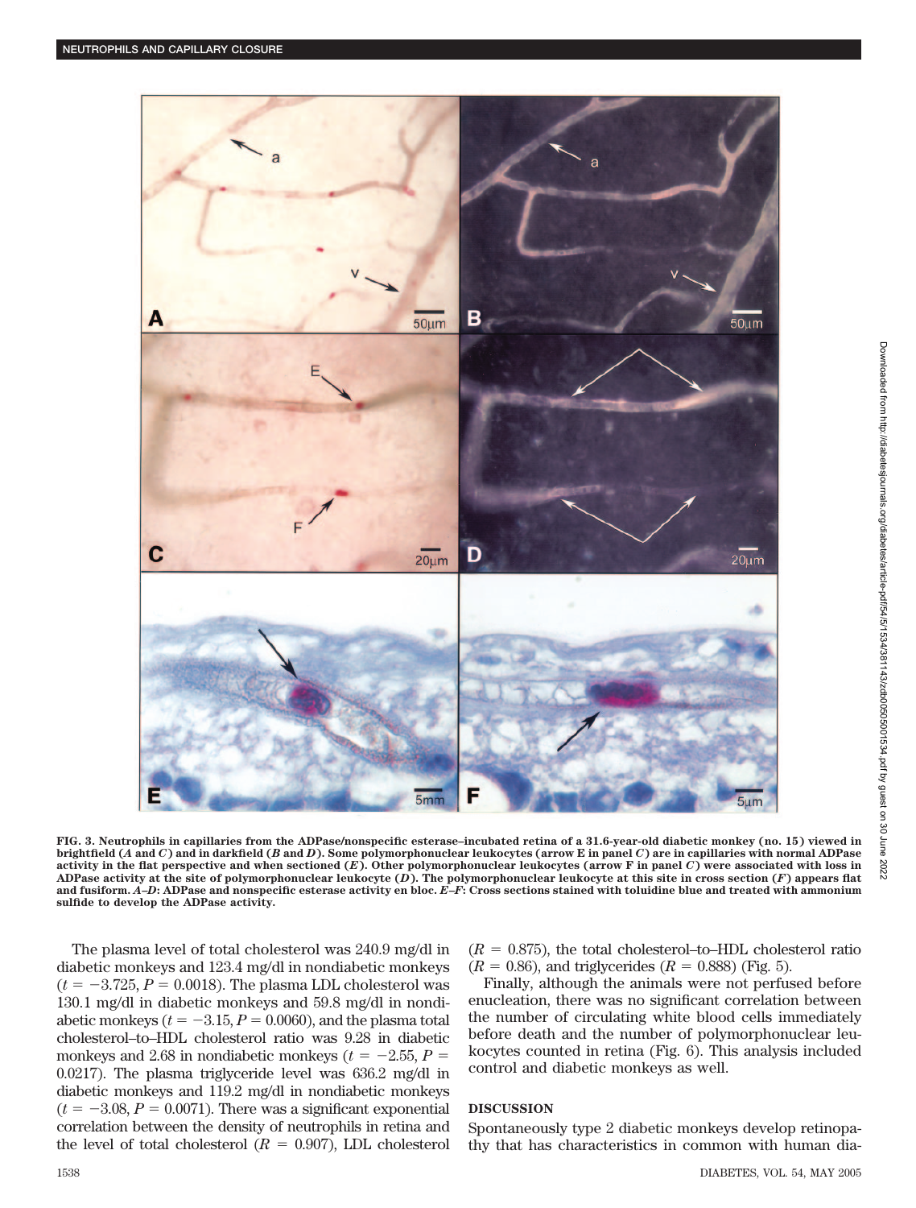FIG. 3. Neutrophils in capillaries from the ADPase/nonspecific esterase–incubated retina of a 31.6-year-old diabetic monkey (no. 15) viewed in brightfield (*A* and *C*) and in darkfield (*B* and *D*). Some polymorphonuclear leukocytes (arrow E in panel *C*) are in capillaries with normal ADPase activity in the flat perspective and when sectioned (*E*). Other polymorphonuclear leukocytes (arrow F in panel *C*) were associated with loss in ADPase activity at the site of polymorphonuclear leukocyte (*D*). The polymorphonuclear leukocyte at this site in cross section (*F*) appears flat and fusiform. *A*–*D*: ADPase and nonspecific esterase activity en bloc. *E*–*F*: Cross sections stained with toluidine blue and treated with ammonium sulfide to develop the ADPase activity.

The plasma level of total cholesterol was 240.9 mg/dl in diabetic monkeys and 123.4 mg/dl in nondiabetic monkeys ($t = -3.725$, $P = 0.0018$). The plasma LDL cholesterol was 130.1 mg/dl in diabetic monkeys and 59.8 mg/dl in nondiabetic monkeys ($t = -3.15$, $P = 0.0060$), and the plasma total cholesterol–to–HDL cholesterol ratio was 9.28 in diabetic monkeys and 2.68 in nondiabetic monkeys ($t = -2.55$, $P = 0.0217$). The plasma triglyceride level was 636.2 mg/dl in diabetic monkeys and 119.2 mg/dl in nondiabetic monkeys ($t = -3.08$, $P = 0.0071$). There was a significant exponential correlation between the density of neutrophils in retina and the level of total cholesterol ($R = 0.907$), LDL cholesterol ($R = 0.875$), the total cholesterol–to–HDL cholesterol ratio ($R = 0.86$), and triglycerides ($R = 0.888$) (Fig. 5).

Finally, although the animals were not perfused before enucleation, there was no significant correlation between the number of circulating white blood cells immediately before death and the number of polymorphonuclear leukocytes counted in retina (Fig. 6). This analysis included control and diabetic monkeys as well.

## DISCUSSION

Spontaneously type 2 diabetic monkeys develop retinopathy that has characteristics in common with human dia-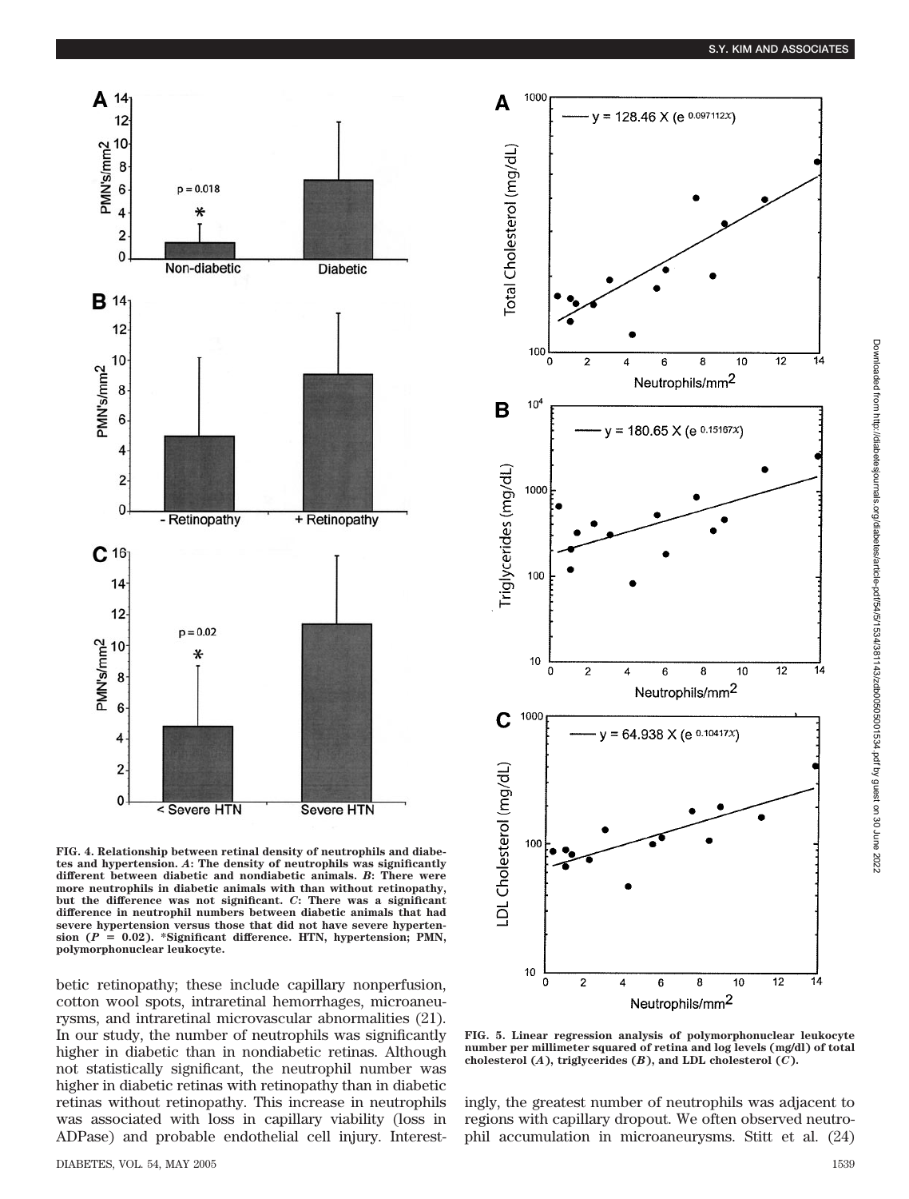FIG. 4. Relationship between retinal density of neutrophils and diabetes and hypertension. *A*: The density of neutrophils was significantly different between diabetic and nondiabetic animals. *B*: There were more neutrophils in diabetic animals with than without retinopathy, but the difference was not significant. *C*: There was a significant difference in neutrophil numbers between diabetic animals that had severe hypertension versus those that did not have severe hypertension ($P = 0.02$). *Significant difference. HTN, hypertension; PMN, polymorphonuclear leukocyte.

FIG. 5. Linear regression analysis of polymorphonuclear leukocyte number per millimeter squared of retina and log levels (mg/dl) of total cholesterol (*A*), triglycerides (*B*), and LDL cholesterol (*C*).

betic retinopathy; these include capillary nonperfusion, cotton wool spots, intraretinal hemorrhages, microaneurysms, and intraretinal microvascular abnormalities (21). In our study, the number of neutrophils was significantly higher in diabetic than in nondiabetic retinas. Although not statistically significant, the neutrophil number was higher in diabetic retinas with retinopathy than in diabetic retinas without retinopathy. This increase in neutrophils was associated with loss in capillary viability (loss in ADPase) and probable endothelial cell injury. Interestingly, the greatest number of neutrophils was adjacent to regions with capillary dropout. We often observed neutrophil accumulation in microaneurysms. Stitt et al. (24)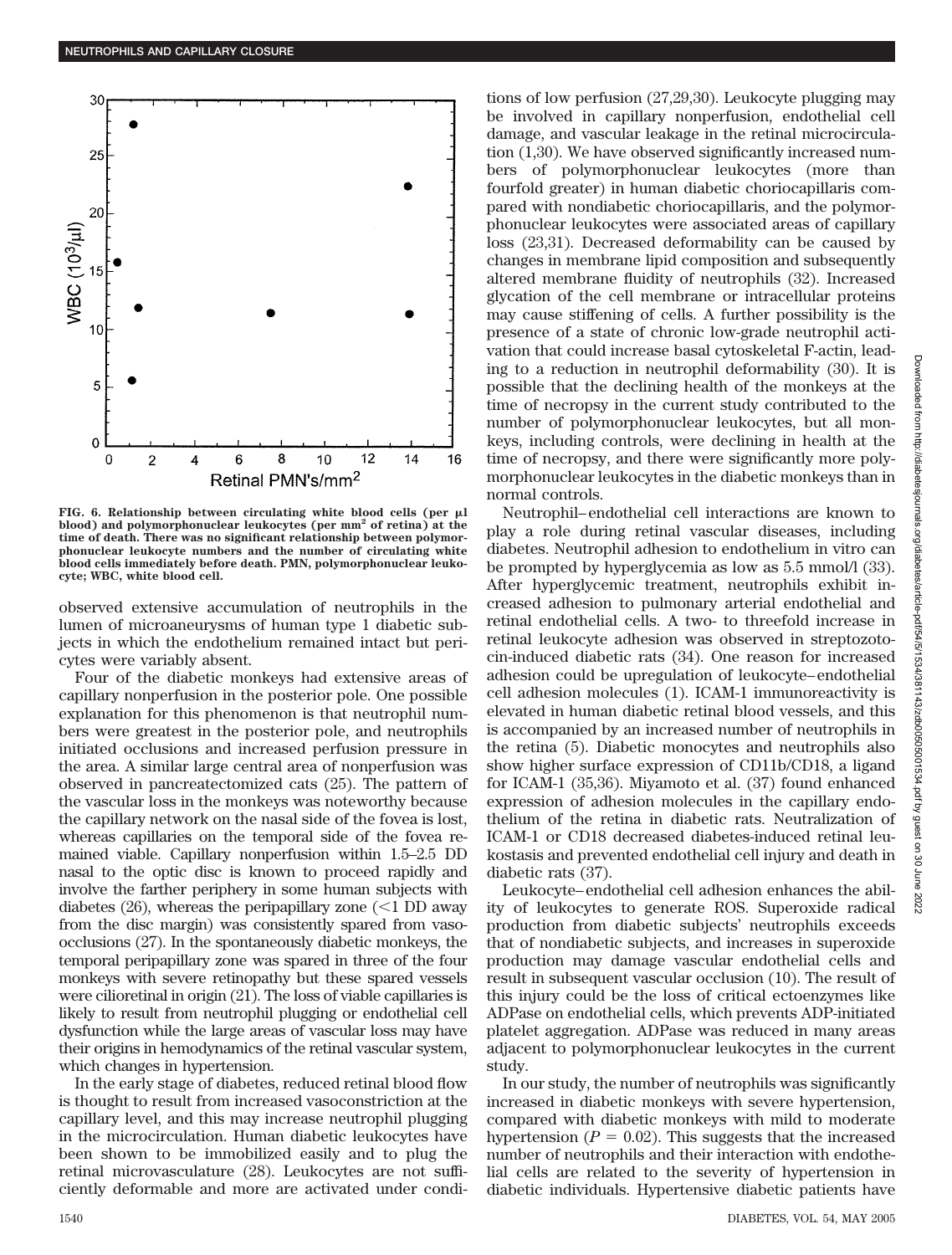FIG. 6. Relationship between circulating white blood cells (per μl blood) and polymorphonuclear leukocytes (per mm² of retina) at the time of death. There was no significant relationship between polymorphonuclear leukocyte numbers and the number of circulating white blood cells immediately before death. PMN, polymorphonuclear leukocyte; WBC, white blood cell.

observed extensive accumulation of neutrophils in the lumen of microaneurysms of human type 1 diabetic subjects in which the endothelium remained intact but pericytes were variably absent.

Four of the diabetic monkeys had extensive areas of capillary nonperfusion in the posterior pole. One possible explanation for this phenomenon is that neutrophil numbers were greatest in the posterior pole, and neutrophils initiated occlusions and increased perfusion pressure in the area. A similar large central area of nonperfusion was observed in pancreatectomized cats (25). The pattern of the vascular loss in the monkeys was noteworthy because the capillary network on the nasal side of the fovea is lost, whereas capillaries on the temporal side of the fovea remained viable. Capillary nonperfusion within 1.5–2.5 DD nasal to the optic disc is known to proceed rapidly and involve the farther periphery in some human subjects with diabetes (26), whereas the peripapillary zone (<1 DD away from the disc margin) was consistently spared from vaso-occlusions (27). In the spontaneously diabetic monkeys, the temporal peripapillary zone was spared in three of the four monkeys with severe retinopathy but these spared vessels were cilioretinal in origin (21). The loss of viable capillaries is likely to result from neutrophil plugging or endothelial cell dysfunction while the large areas of vascular loss may have their origins in hemodynamics of the retinal vascular system, which changes in hypertension.

In the early stage of diabetes, reduced retinal blood flow is thought to result from increased vasoconstriction at the capillary level, and this may increase neutrophil plugging in the microcirculation. Human diabetic leukocytes have been shown to be immobilized easily and to plug the retinal microvasculature (28). Leukocytes are not sufficiently deformable and more are activated under conditions of low perfusion (27,29,30). Leukocyte plugging may be involved in capillary nonperfusion, endothelial cell damage, and vascular leakage in the retinal microcirculation (1,30). We have observed significantly increased numbers of polymorphonuclear leukocytes (more than fourfold greater) in human diabetic choriocapillaris compared with nondiabetic choriocapillaris, and the polymorphonuclear leukocytes were associated areas of capillary loss (23,31). Decreased deformability can be caused by changes in membrane lipid composition and subsequently altered membrane fluidity of neutrophils (32). Increased glycation of the cell membrane or intracellular proteins may cause stiffening of cells. A further possibility is the presence of a state of chronic low-grade neutrophil activation that could increase basal cytoskeletal F-actin, leading to a reduction in neutrophil deformability (30). It is possible that the declining health of the monkeys at the time of necropsy in the current study contributed to the number of polymorphonuclear leukocytes, but all monkeys, including controls, were declining in health at the time of necropsy, and there were significantly more polymorphonuclear leukocytes in the diabetic monkeys than in normal controls.

Neutrophil–endothelial cell interactions are known to play a role during retinal vascular diseases, including diabetes. Neutrophil adhesion to endothelium in vitro can be prompted by hyperglycemia as low as 5.5 mmol/l (33). After hyperglycemic treatment, neutrophils exhibit increased adhesion to pulmonary arterial endothelial and retinal endothelial cells. A two- to threefold increase in retinal leukocyte adhesion was observed in streptozotocin-induced diabetic rats (34). One reason for increased adhesion could be upregulation of leukocyte–endothelial cell adhesion molecules (1). ICAM-1 immunoreactivity is elevated in human diabetic retinal blood vessels, and this is accompanied by an increased number of neutrophils in the retina (5). Diabetic monocytes and neutrophils also show higher surface expression of CD11b/CD18, a ligand for ICAM-1 (35,36). Miyamoto et al. (37) found enhanced expression of adhesion molecules in the capillary endothelium of the retina in diabetic rats. Neutralization of ICAM-1 or CD18 decreased diabetes-induced retinal leukostasis and prevented endothelial cell injury and death in diabetic rats (37).

Leukocyte–endothelial cell adhesion enhances the ability of leukocytes to generate ROS. Superoxide radical production from diabetic subjects' neutrophils exceeds that of nondiabetic subjects, and increases in superoxide production may damage vascular endothelial cells and result in subsequent vascular occlusion (10). The result of this injury could be the loss of critical ectoenzymes like ADPase on endothelial cells, which prevents ADP-initiated platelet aggregation. ADPase was reduced in many areas adjacent to polymorphonuclear leukocytes in the current study.

In our study, the number of neutrophils was significantly increased in diabetic monkeys with severe hypertension, compared with diabetic monkeys with mild to moderate hypertension ($P = 0.02$). This suggests that the increased number of neutrophils and their interaction with endothelial cells are related to the severity of hypertension in diabetic individuals. Hypertensive diabetic patients have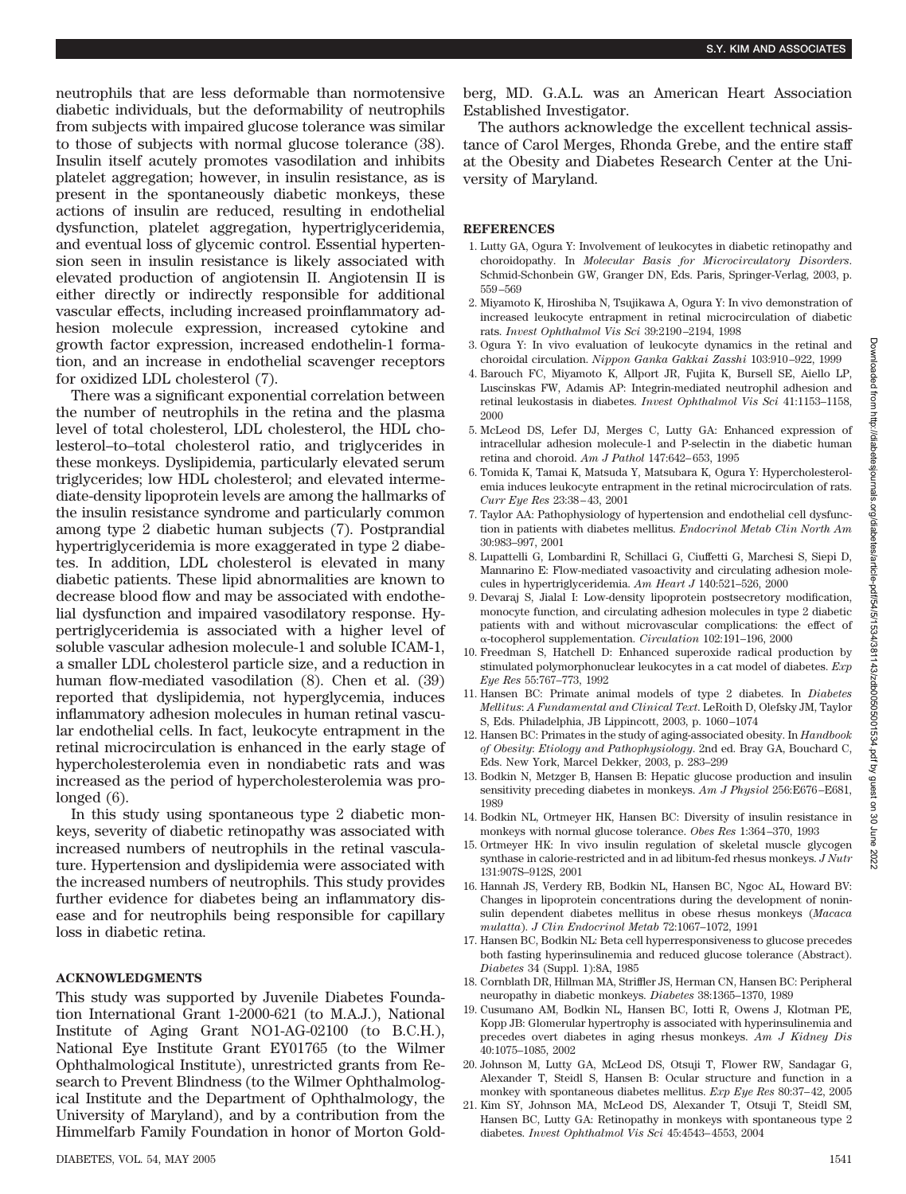neutrophils that are less deformable than normotensive diabetic individuals, but the deformability of neutrophils from subjects with impaired glucose tolerance was similar to those of subjects with normal glucose tolerance (38). Insulin itself acutely promotes vasodilation and inhibits platelet aggregation; however, in insulin resistance, as is present in the spontaneously diabetic monkeys, these actions of insulin are reduced, resulting in endothelial dysfunction, platelet aggregation, hypertriglyceridemia, and eventual loss of glycemic control. Essential hypertension seen in insulin resistance is likely associated with elevated production of angiotensin II. Angiotensin II is either directly or indirectly responsible for additional vascular effects, including increased proinflammatory adhesion molecule expression, increased cytokine and growth factor expression, increased endothelin-1 formation, and an increase in endothelial scavenger receptors for oxidized LDL cholesterol (7).

There was a significant exponential correlation between the number of neutrophils in the retina and the plasma level of total cholesterol, LDL cholesterol, the HDL cholesterol–to–total cholesterol ratio, and triglycerides in these monkeys. Dyslipidemia, particularly elevated serum triglycerides; low HDL cholesterol; and elevated intermediate-density lipoprotein levels are among the hallmarks of the insulin resistance syndrome and particularly common among type 2 diabetic human subjects (7). Postprandial hypertriglyceridemia is more exaggerated in type 2 diabetes. In addition, LDL cholesterol is elevated in many diabetic patients. These lipid abnormalities are known to decrease blood flow and may be associated with endothelial dysfunction and impaired vasodilatory response. Hypertriglyceridemia is associated with a higher level of soluble vascular adhesion molecule-1 and soluble ICAM-1, a smaller LDL cholesterol particle size, and a reduction in human flow-mediated vasodilation (8). Chen et al. (39) reported that dyslipidemia, not hyperglycemia, induces inflammatory adhesion molecules in human retinal vascular endothelial cells. In fact, leukocyte entrapment in the retinal microcirculation is enhanced in the early stage of hypercholesterolemia even in nondiabetic rats and was increased as the period of hypercholesterolemia was prolonged (6).

In this study using spontaneous type 2 diabetic monkeys, severity of diabetic retinopathy was associated with increased numbers of neutrophils in the retinal vasculature. Hypertension and dyslipidemia were associated with the increased numbers of neutrophils. This study provides further evidence for diabetes being an inflammatory disease and for neutrophils being responsible for capillary loss in diabetic retina.

## ACKNOWLEDGMENTS

This study was supported by Juvenile Diabetes Foundation International Grant 1-2000-621 (to M.A.J.), National Institute of Aging Grant NO1-AG-02100 (to B.C.H.), National Eye Institute Grant EY01765 (to the Wilmer Ophthalmological Institute), unrestricted grants from Research to Prevent Blindness (to the Wilmer Ophthalmological Institute and the Department of Ophthalmology, the University of Maryland), and by a contribution from the Himmelfarb Family Foundation in honor of Morton Goldberg, MD. G.A.L. was an American Heart Association Established Investigator.

The authors acknowledge the excellent technical assistance of Carol Merges, Rhonda Grebe, and the entire staff at the Obesity and Diabetes Research Center at the University of Maryland.

## REFERENCES

1. Lutty GA, Ogura Y: Involvement of leukocytes in diabetic retinopathy and choroidopathy. In *Molecular Basis for Microcirculatory Disorders*. Schmid-Schonbein GW, Granger DN, Eds. Paris, Springer-Verlag, 2003, p. 559–569
2. Miyamoto K, Hiroshiba N, Tsujikawa A, Ogura Y: In vivo demonstration of increased leukocyte entrapment in retinal microcirculation of diabetic rats. *Invest Ophthalmol Vis Sci* 39:2190–2194, 1998
3. Ogura Y: In vivo evaluation of leukocyte dynamics in the retinal and choroidal circulation. *Nippon Ganka Gakkai Zasshi* 103:910–922, 1999
4. Barouch FC, Miyamoto K, Allport JR, Fujita K, Bursell SE, Aiello LP, Luscinskas FW, Adamis AP: Integrin-mediated neutrophil adhesion and retinal leukostasis in diabetes. *Invest Ophthalmol Vis Sci* 41:1153–1158, 2000
5. McLeod DS, Lefer DJ, Merges C, Lutty GA: Enhanced expression of intracellular adhesion molecule-1 and P-selectin in the diabetic human retina and choroid. *Am J Pathol* 147:642–653, 1995
6. Tomida K, Tamai K, Matsuda Y, Matsubara K, Ogura Y: Hypercholesterolemia induces leukocyte entrapment in the retinal microcirculation of rats. *Curr Eye Res* 23:38–43, 2001
7. Taylor AA: Pathophysiology of hypertension and endothelial cell dysfunction in patients with diabetes mellitus. *Endocrinol Metab Clin North Am* 30:983–997, 2001
8. Lupattelli G, Lombardini R, Schillaci G, Ciuffetti G, Marchesi S, Siepi D, Mannarino E: Flow-mediated vasoactivity and circulating adhesion molecules in hypertriglyceridemia. *Am Heart J* 140:521–526, 2000
9. Devaraj S, Jialal I: Low-density lipoprotein postsecretory modification, monocyte function, and circulating adhesion molecules in type 2 diabetic patients with and without microvascular complications: the effect of α-tocopherol supplementation. *Circulation* 102:191–196, 2000
10. Freedman S, Hatchell D: Enhanced superoxide radical production by stimulated polymorphonuclear leukocytes in a cat model of diabetes. *Exp Eye Res* 55:767–773, 1992
11. Hansen BC: Primate animal models of type 2 diabetes. In *Diabetes Mellitus: A Fundamental and Clinical Text*. LeRoith D, Olefsky JM, Taylor S, Eds. Philadelphia, JB Lippincott, 2003, p. 1060–1074
12. Hansen BC: Primates in the study of aging-associated obesity. In *Handbook of Obesity: Etiology and Pathophysiology*. 2nd ed. Bray GA, Bouchard C, Eds. New York, Marcel Dekker, 2003, p. 283–299
13. Bodkin N, Metzger B, Hansen B: Hepatic glucose production and insulin sensitivity preceding diabetes in monkeys. *Am J Physiol* 256:E676–E681, 1989
14. Bodkin NL, Ortmeyer HK, Hansen BC: Diversity of insulin resistance in monkeys with normal glucose tolerance. *Obes Res* 1:364–370, 1993
15. Ortmeyer HK: In vivo insulin regulation of skeletal muscle glycogen synthase in calorie-restricted and in ad libitum-fed rhesus monkeys. *J Nutr* 131:907S–912S, 2001
16. Hannah JS, Verdery RB, Bodkin NL, Hansen BC, Ngoc AL, Howard BV: Changes in lipoprotein concentrations during the development of noninsulin dependent diabetes mellitus in obese rhesus monkeys (*Macaca mulatta*). *J Clin Endocrinol Metab* 72:1067–1072, 1991
17. Hansen BC, Bodkin NL: Beta cell hyperresponsiveness to glucose precedes both fasting hyperinsulinemia and reduced glucose tolerance (Abstract). *Diabetes* 34 (Suppl. 1):8A, 1985
18. Cornblath DR, Hillman MA, Striffler JS, Herman CN, Hansen BC: Peripheral neuropathy in diabetic monkeys. *Diabetes* 38:1365–1370, 1989
19. Cusumano AM, Bodkin NL, Hansen BC, Iotti R, Owens J, Klotman PE, Kopp JB: Glomerular hypertrophy is associated with hyperinsulinemia and precedes overt diabetes in aging rhesus monkeys. *Am J Kidney Dis* 40:1075–1085, 2002
20. Johnson M, Lutty GA, McLeod DS, Otsuji T, Flower RW, Sandagar G, Alexander T, Steidl S, Hansen B: Ocular structure and function in a monkey with spontaneous diabetes mellitus. *Exp Eye Res* 80:37–42, 2005
21. Kim SY, Johnson MA, McLeod DS, Alexander T, Otsuji T, Steidl SM, Hansen BC, Lutty GA: Retinopathy in monkeys with spontaneous type 2 diabetes. *Invest Ophthalmol Vis Sci* 45:4543–4553, 2004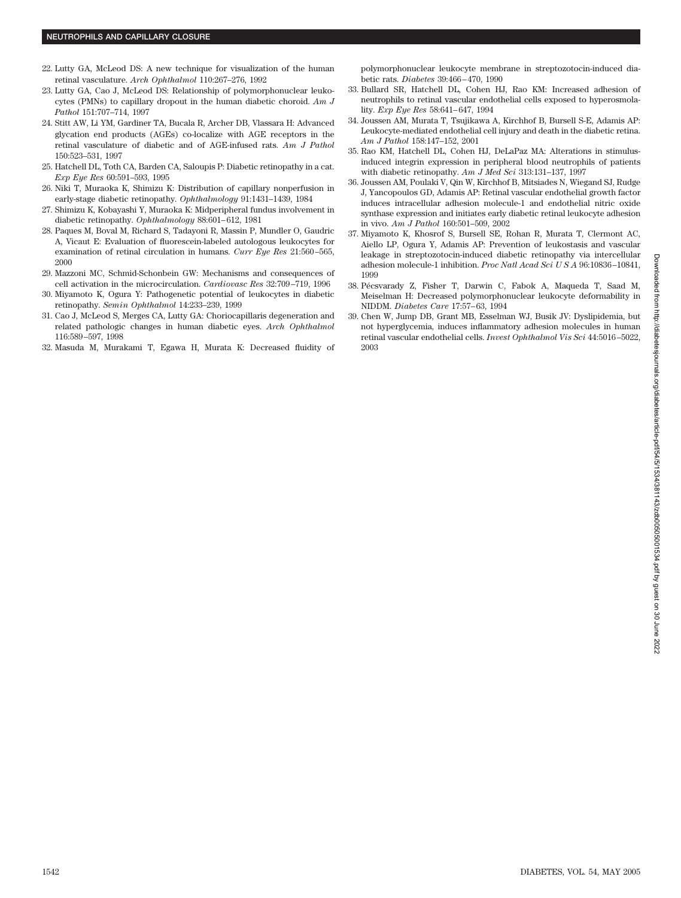22. Lutty GA, McLeod DS: A new technique for visualization of the human retinal vasculature. *Arch Ophthalmol* 110:267–276, 1992
23. Lutty GA, Cao J, McLeod DS: Relationship of polymorphonuclear leukocytes (PMNs) to capillary dropout in the human diabetic choroid. *Am J Pathol* 151:707–714, 1997
24. Stitt AW, Li YM, Gardiner TA, Bucala R, Archer DB, Vlassara H: Advanced glycation end products (AGEs) co-localize with AGE receptors in the retinal vasculature of diabetic and of AGE-infused rats. *Am J Pathol* 150:523–531, 1997
25. Hatchell DL, Toth CA, Barden CA, Saloupis P: Diabetic retinopathy in a cat. *Exp Eye Res* 60:591–593, 1995
26. Niki T, Muraoka K, Shimizu K: Distribution of capillary nonperfusion in early-stage diabetic retinopathy. *Ophthalmology* 91:1431–1439, 1984
27. Shimizu K, Kobayashi Y, Muraoka K: Midperipheral fundus involvement in diabetic retinopathy. *Ophthalmology* 88:601–612, 1981
28. Paques M, Boval M, Richard S, Tadayoni R, Massin P, Mundler O, Gaudric A, Vicaut E: Evaluation of fluorescein-labeled autologous leukocytes for examination of retinal circulation in humans. *Curr Eye Res* 21:560–565, 2000
29. Mazzoni MC, Schmid-Schonbein GW: Mechanisms and consequences of cell activation in the microcirculation. *Cardiovasc Res* 32:709–719, 1996
30. Miyamoto K, Ogura Y: Pathogenetic potential of leukocytes in diabetic retinopathy. *Semin Ophthalmol* 14:233–239, 1999
31. Cao J, McLeod S, Merges CA, Lutty GA: Choriocapillaris degeneration and related pathologic changes in human diabetic eyes. *Arch Ophthalmol* 116:589–597, 1998
32. Masuda M, Murakami T, Egawa H, Murata K: Decreased fluidity of polymorphonuclear leukocyte membrane in streptozotocin-induced diabetic rats. *Diabetes* 39:466–470, 1990
33. Bullard SR, Hatchell DL, Cohen HJ, Rao KM: Increased adhesion of neutrophils to retinal vascular endothelial cells exposed to hyperosmolality. *Exp Eye Res* 58:641–647, 1994
34. Joussen AM, Murata T, Tsujikawa A, Kirchhof B, Bursell S-E, Adamis AP: Leukocyte-mediated endothelial cell injury and death in the diabetic retina. *Am J Pathol* 158:147–152, 2001
35. Rao KM, Hatchell DL, Cohen HJ, DeLaPaz MA: Alterations in stimulus-induced integrin expression in peripheral blood neutrophils of patients with diabetic retinopathy. *Am J Med Sci* 313:131–137, 1997
36. Joussen AM, Poulaki V, Qin W, Kirchhof B, Mitsiades N, Wiegand SJ, Rudge J, Yancopoulos GD, Adamis AP: Retinal vascular endothelial growth factor induces intracellular adhesion molecule-1 and endothelial nitric oxide synthase expression and initiates early diabetic retinal leukocyte adhesion in vivo. *Am J Pathol* 160:501–509, 2002
37. Miyamoto K, Khosrof S, Bursell SE, Rohan R, Murata T, Clermont AC, Aiello LP, Ogura Y, Adamis AP: Prevention of leukostasis and vascular leakage in streptozotocin-induced diabetic retinopathy via intercellular adhesion molecule-1 inhibition. *Proc Natl Acad Sci U S A* 96:10836–10841, 1999
38. Pécsvarady Z, Fisher T, Darwin C, Fabok A, Maqueda T, Saad M, Meiselman H: Decreased polymorphonuclear leukocyte deformability in NIDDM. *Diabetes Care* 17:57–63, 1994
39. Chen W, Jump DB, Grant MB, Esselman WJ, Busik JV: Dyslipidemia, but not hyperglycemia, induces inflammatory adhesion molecules in human retinal vascular endothelial cells. *Invest Ophthalmol Vis Sci* 44:5016–5022, 2003